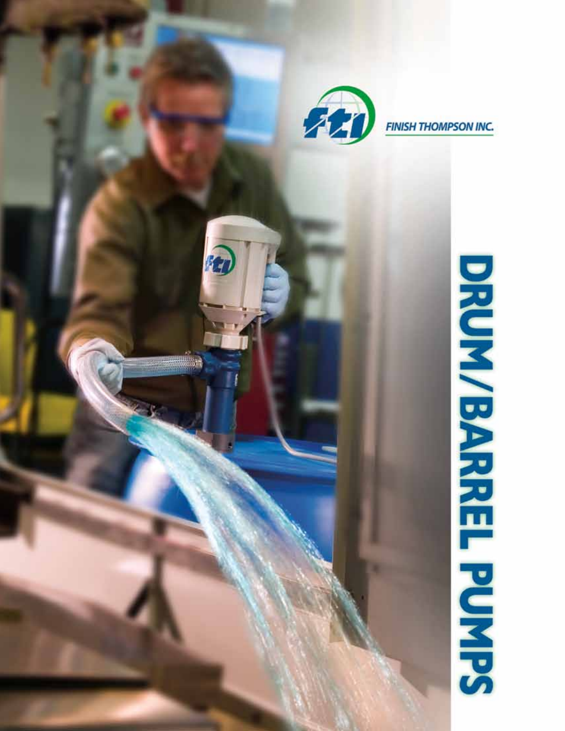FINISH THOMPSON INC.

# DRUM/BARREL PUMPS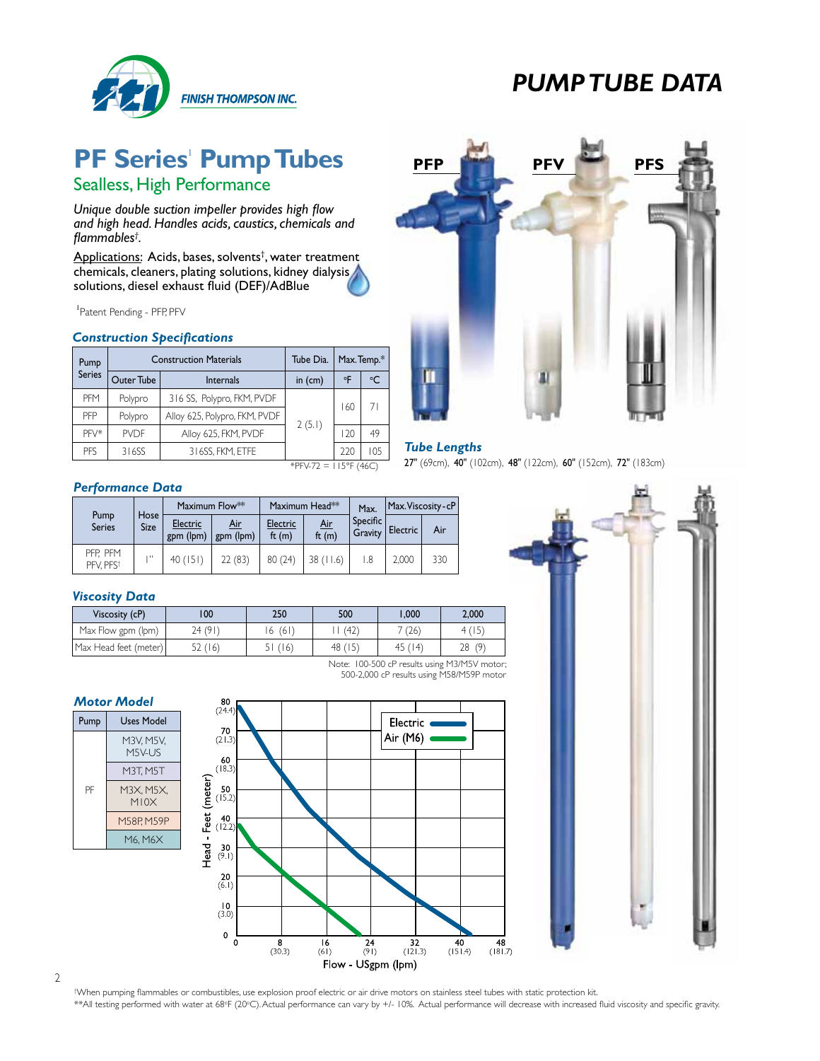# PUMP TUBE DATA

## PF Series[1] Pump Tubes

### Sealless, High Performance

*Unique double suction impeller provides high flow and high head. Handles acids, caustics, chemicals and flammables†.*

Applications: Acids, bases, solvents†, water treatment chemicals, cleaners, plating solutions, kidney dialysis solutions, diesel exhaust fluid (DEF)/AdBlue

[1]Patent Pending - PFP, PFV

PFP PFV PFS

### Construction Specifications

| Pump Series | Construction Materials | | Tube Dia. | Max. Temp.* | |
|---|---|---|---|---|---|
| | Outer Tube | Internals | in (cm) | °F | °C |
| PFM | Polypro | 316 SS, Polypro, FKM, PVDF | 2 (5.1) | 160 | 71 |
| PFP | Polypro | Alloy 625, Polypro, FKM, PVDF | | | |
| PFV* | PVDF | Alloy 625, FKM, PVDF | | 120 | 49 |
| PFS | 316SS | 316SS, FKM, ETFE | | 220 | 105 |

*PFV-72 = 115°F (46C)

### Tube Lengths

**27"** (69cm), **40"** (102cm), **48"** (122cm), **60"** (152cm), **72"** (183cm)

### Performance Data

| Pump Series | Hose Size | Maximum Flow** | | Maximum Head** | | Max. Specific Gravity | Max. Viscosity - cP | |
|---|---|---|---|---|---|---|---|---|
| | | Electric gpm (lpm) | Air gpm (lpm) | Electric ft (m) | Air ft (m) | | Electric | Air |
| PFP, PFM PFV, PFS† | 1" | 40 (151) | 22 (83) | 80 (24) | 38 (11.6) | 1.8 | 2,000 | 330 |

### Viscosity Data

| Viscosity (cP) | 100 | 250 | 500 | 1,000 | 2,000 |
|---|---|---|---|---|---|
| Max Flow gpm (lpm) | 24 (91) | 16 (61) | 11 (42) | 7 (26) | 4 (15) |
| Max Head feet (meter) | 52 (16) | 51 (16) | 48 (15) | 45 (14) | 28 (9) |

Note: 100-500 cP results using M3/M5V motor; 500-2,000 cP results using M58/M59P motor

### Motor Model

| Pump | Uses Model |
|---|---|
| PF | M3V, M5V, M5V-US |
| | M3T, M5T |
| | M3X, M5X, M10X |
| | M58P, M59P |
| | M6, M6X |

†When pumping flammables or combustibles, use explosion proof electric or air drive motors on stainless steel tubes with static protection kit.

**All testing performed with water at 68°F (20°C). Actual performance can vary by +/- 10%. Actual performance will decrease with increased fluid viscosity and specific gravity.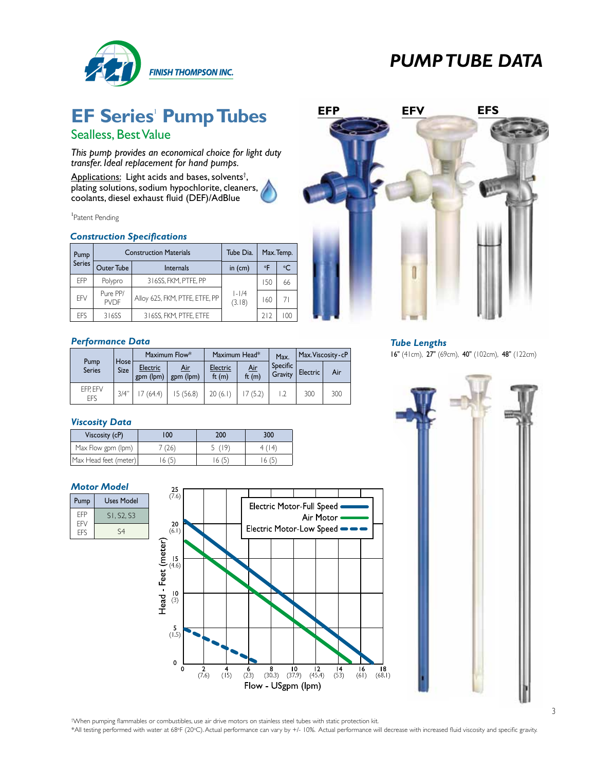# PUMP TUBE DATA

## EF Series[1] Pump Tubes

### Sealless, Best Value

*This pump provides an economical choice for light duty transfer. Ideal replacement for hand pumps.*

Applications: Light acids and bases, solvents†, plating solutions, sodium hypochlorite, cleaners, coolants, diesel exhaust fluid (DEF)/AdBlue

[1]Patent Pending

### *Construction Specifications*

| Pump Series | Construction Materials | | Tube Dia. | Max. Temp. | |
|---|---|---|---|---|---|
| | Outer Tube | Internals | in (cm) | °F | °C |
| EFP | Polypro | 316SS, FKM, PTFE, PP | 1-1/4 (3.18) | 150 | 66 |
| EFV | Pure PP/ PVDF | Alloy 625, FKM, PTFE, ETFE, PP | | 160 | 71 |
| EFS | 316SS | 316SS, FKM, PTFE, ETFE | | 212 | 100 |

EFP EFV EFS

### *Performance Data*

| Pump Series | Hose Size | Maximum Flow* | | Maximum Head* | | Max. Specific Gravity | Max. Viscosity - cP | |
|---|---|---|---|---|---|---|---|---|
| | | Electric gpm (lpm) | Air gpm (lpm) | Electric ft (m) | Air ft (m) | | Electric | Air |
| EFP, EFV EFS | 3/4" | 17 (64.4) | 15 (56.8) | 20 (6.1) | 17 (5.2) | 1.2 | 300 | 300 |

### *Tube Lengths*

16" (41cm), 27" (69cm), 40" (102cm), 48" (122cm)

### *Viscosity Data*

| Viscosity (cP) | 100 | 200 | 300 |
|---|---|---|---|
| Max Flow gpm (lpm) | 7 (26) | 5 (19) | 4 (14) |
| Max Head feet (meter) | 16 (5) | 16 (5) | 16 (5) |

### *Motor Model*

| Pump | Uses Model |
|---|---|
| EFP EFV | S1, S2, S3 |
| EFS | S4 |

Head - Feet (meter): 0, 5 (1.5), 10 (3), 15 (4.6), 20 (6.1), 25 (7.6)

Flow - USgpm (lpm): 0, 2 (7.6), 4 (15), 6 (23), 8 (30.3), 10 (37.9), 12 (45.4), 14 (53), 16 (61), 18 (68.1)

Electric Motor-Full Speed
Air Motor
Electric Motor-Low Speed

†When pumping flammables or combustibles, use air drive motors on stainless steel tubes with static protection kit.

*All testing performed with water at 68°F (20°C). Actual performance can vary by +/- 10%. Actual performance will decrease with increased fluid viscosity and specific gravity.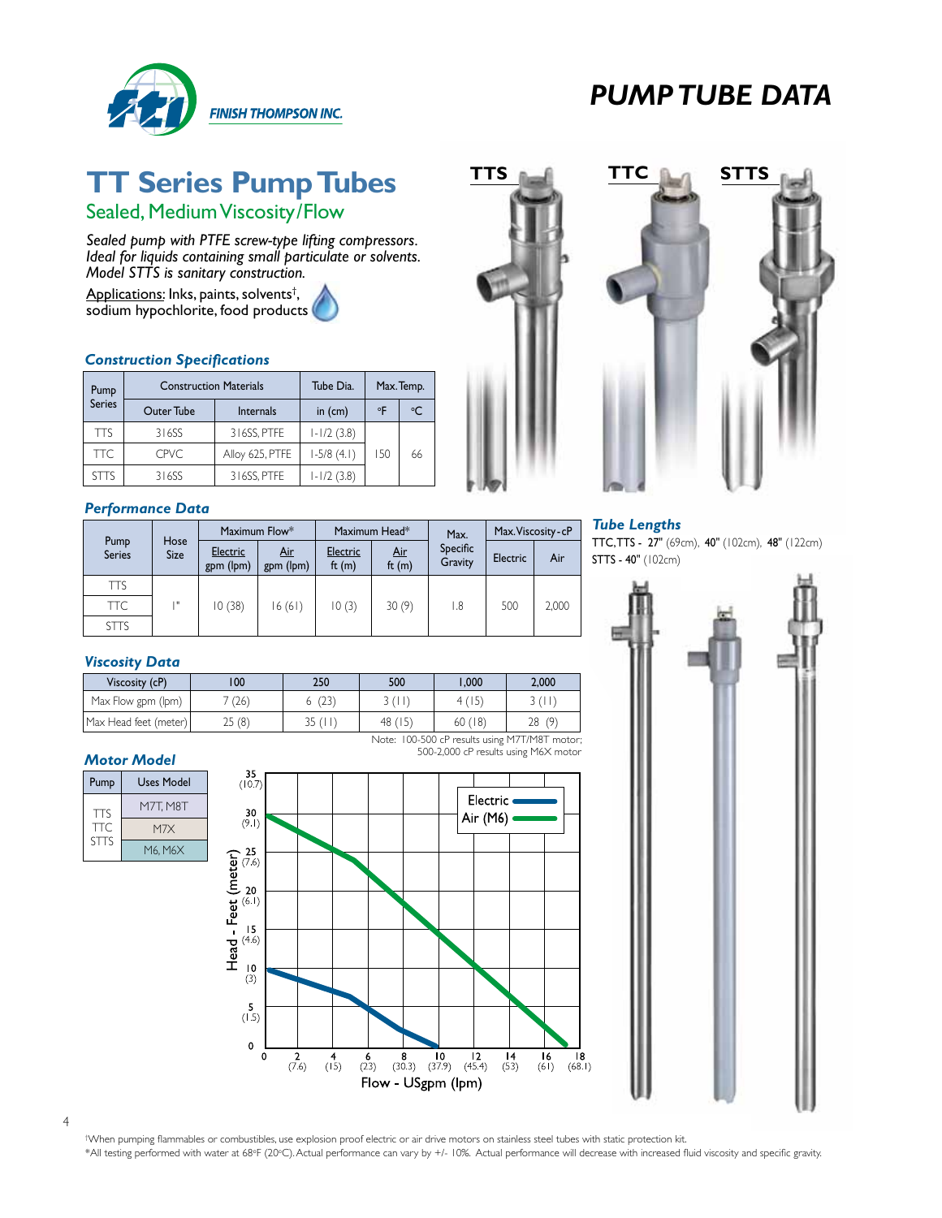FINISH THOMPSON INC.

# PUMP TUBE DATA

## TT Series Pump Tubes

### Sealed, Medium Viscosity/Flow

*Sealed pump with PTFE screw-type lifting compressors. Ideal for liquids containing small particulate or solvents. Model STTS is sanitary construction.*

Applications: Inks, paints, solvents†, sodium hypochlorite, food products

TTS TTC STTS

### *Construction Specifications*

| Pump Series | Construction Materials | | Tube Dia. | Max. Temp. | |
|---|---|---|---|---|---|
| | Outer Tube | Internals | in (cm) | °F | °C |
| TTS | 316SS | 316SS, PTFE | 1-1/2 (3.8) | 150 | 66 |
| TTC | CPVC | Alloy 625, PTFE | 1-5/8 (4.1) | 150 | 66 |
| STTS | 316SS | 316SS, PTFE | 1-1/2 (3.8) | 150 | 66 |

### *Performance Data*

| Pump Series | Hose Size | Maximum Flow* | | Maximum Head* | | Max. Specific Gravity | Max. Viscosity - cP | |
|---|---|---|---|---|---|---|---|---|
| | | Electric gpm (lpm) | Air gpm (lpm) | Electric ft (m) | Air ft (m) | | Electric | Air |
| TTS | 1" | 10 (38) | 16 (61) | 10 (3) | 30 (9) | 1.8 | 500 | 2,000 |
| TTC | 1" | 10 (38) | 16 (61) | 10 (3) | 30 (9) | 1.8 | 500 | 2,000 |
| STTS | 1" | 10 (38) | 16 (61) | 10 (3) | 30 (9) | 1.8 | 500 | 2,000 |

### *Tube Lengths*

TTC, TTS - **27"** (69cm), **40"** (102cm), **48"** (122cm)
STTS - **40"** (102cm)

### *Viscosity Data*

| Viscosity (cP) | 100 | 250 | 500 | 1,000 | 2,000 |
|---|---|---|---|---|---|
| Max Flow gpm (lpm) | 7 (26) | 6 (23) | 3 (11) | 4 (15) | 3 (11) |
| Max Head feet (meter) | 25 (8) | 35 (11) | 48 (15) | 60 (18) | 28 (9) |

Note: 100-500 cP results using M7T/M8T motor; 500-2,000 cP results using M6X motor

### *Motor Model*

| Pump | Uses Model |
|---|---|
| TTS, TTC, STTS | M7T, M8T |
| | M7X |
| | M6, M6X |

Head - Feet (meter) vs. Flow - USgpm (lpm): Electric, Air (M6)

†When pumping flammables or combustibles, use explosion proof electric or air drive motors on stainless steel tubes with static protection kit.
*All testing performed with water at 68°F (20°C). Actual performance can vary by +/- 10%. Actual performance will decrease with increased fluid viscosity and specific gravity.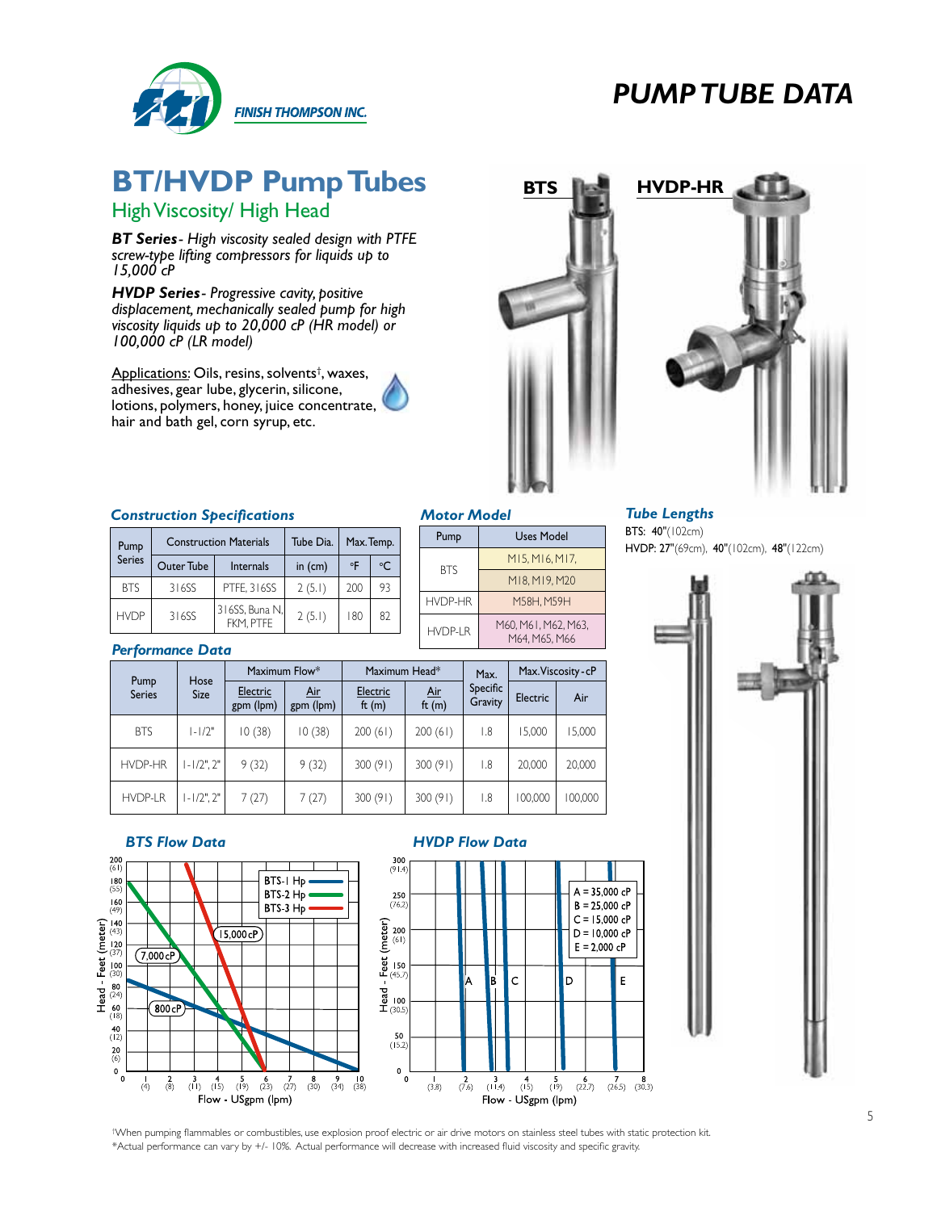# PUMP TUBE DATA

## BT/HVDP Pump Tubes

### High Viscosity/ High Head

***BT Series*** *- High viscosity sealed design with PTFE screw-type lifting compressors for liquids up to 15,000 cP*

***HVDP Series*** *- Progressive cavity, positive displacement, mechanically sealed pump for high viscosity liquids up to 20,000 cP (HR model) or 100,000 cP (LR model)*

Applications: Oils, resins, solvents†, waxes, adhesives, gear lube, glycerin, silicone, lotions, polymers, honey, juice concentrate, hair and bath gel, corn syrup, etc.

BTS

HVDP-HR

### *Construction Specifications*

| Pump Series | Construction Materials | | Tube Dia. | Max. Temp. | |
|---|---|---|---|---|---|
| | Outer Tube | Internals | in (cm) | °F | °C |
| BTS | 316SS | PTFE, 316SS | 2 (5.1) | 200 | 93 |
| HVDP | 316SS | 316SS, Buna N, FKM, PTFE | 2 (5.1) | 180 | 82 |

### *Motor Model*

| Pump | Uses Model |
|---|---|
| BTS | M15, M16, M17, |
| | M18, M19, M20 |
| HVDP-HR | M58H, M59H |
| HVDP-LR | M60, M61, M62, M63, M64, M65, M66 |

### *Tube Lengths*

BTS: **40"**(102cm)

HVDP: **27"**(69cm), **40"**(102cm), **48"**(122cm)

### *Performance Data*

| Pump Series | Hose Size | Maximum Flow* | | Maximum Head* | | Max. Specific Gravity | Max. Viscosity - cP | |
|---|---|---|---|---|---|---|---|---|
| | | Electric gpm (lpm) | Air gpm (lpm) | Electric ft (m) | Air ft (m) | | Electric | Air |
| BTS | 1-1/2" | 10 (38) | 10 (38) | 200 (61) | 200 (61) | 1.8 | 15,000 | 15,000 |
| HVDP-HR | 1-1/2", 2" | 9 (32) | 9 (32) | 300 (91) | 300 (91) | 1.8 | 20,000 | 20,000 |
| HVDP-LR | 1-1/2", 2" | 7 (27) | 7 (27) | 300 (91) | 300 (91) | 1.8 | 100,000 | 100,000 |

### *BTS Flow Data*

BTS-1 Hp, BTS-2 Hp, BTS-3 Hp; 15,000 cP; 7,000 cP; 800 cP

Head - Feet (meter); Flow - USgpm (lpm)

### *HVDP Flow Data*

A = 35,000 cP
B = 25,000 cP
C = 15,000 cP
D = 10,000 cP
E = 2,000 cP

Head - Feet (meter); Flow - USgpm (lpm)

†When pumping flammables or combustibles, use explosion proof electric or air drive motors on stainless steel tubes with static protection kit.
*Actual performance can vary by +/- 10%. Actual performance will decrease with increased fluid viscosity and specific gravity.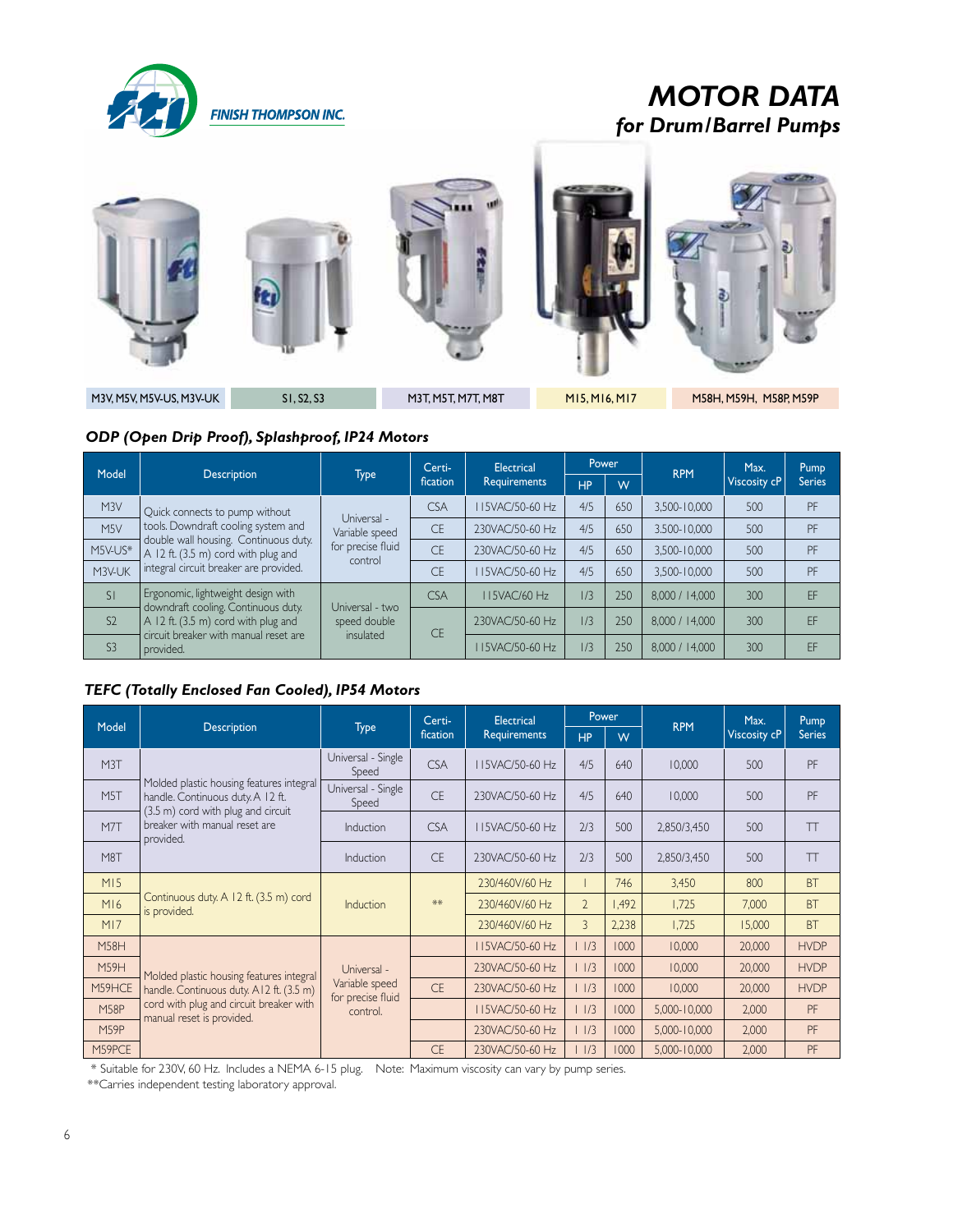FINISH THOMPSON INC.

# MOTOR DATA
## for Drum/Barrel Pumps

| M3V, M5V, M5V-US, M3V-UK | S1, S2, S3 | M3T, M5T, M7T, M8T | M15, M16, M17 | M58H, M59H, M58P, M59P |
|---|---|---|---|---|

### ODP (Open Drip Proof), Splashproof, IP24 Motors

| Model | Description | Type | Certi-fication | Electrical Requirements | Power HP | Power W | RPM | Max. Viscosity cP | Pump Series |
|---|---|---|---|---|---|---|---|---|---|
| M3V | Quick connects to pump without tools. Downdraft cooling system and double wall housing. Continuous duty. A 12 ft. (3.5 m) cord with plug and integral circuit breaker are provided. | Universal - Variable speed for precise fluid control | CSA | 115VAC/50-60 Hz | 4/5 | 650 | 3,500-10,000 | 500 | PF |
| M5V | | | CE | 230VAC/50-60 Hz | 4/5 | 650 | 3,500-10,000 | 500 | PF |
| M5V-US* | | | CE | 230VAC/50-60 Hz | 4/5 | 650 | 3,500-10,000 | 500 | PF |
| M3V-UK | | | CE | 115VAC/50-60 Hz | 4/5 | 650 | 3,500-10,000 | 500 | PF |
| S1 | Ergonomic, lightweight design with downdraft cooling. Continuous duty. A 12 ft. (3.5 m) cord with plug and circuit breaker with manual reset are provided. | Universal - two speed double insulated | CSA | 115VAC/60 Hz | 1/3 | 250 | 8,000 / 14,000 | 300 | EF |
| S2 | | | CE | 230VAC/50-60 Hz | 1/3 | 250 | 8,000 / 14,000 | 300 | EF |
| S3 | | | | 115VAC/50-60 Hz | 1/3 | 250 | 8,000 / 14,000 | 300 | EF |

### TEFC (Totally Enclosed Fan Cooled), IP54 Motors

| Model | Description | Type | Certi-fication | Electrical Requirements | Power HP | Power W | RPM | Max. Viscosity cP | Pump Series |
|---|---|---|---|---|---|---|---|---|---|
| M3T | Molded plastic housing features integral handle. Continuous duty. A 12 ft. (3.5 m) cord with plug and circuit breaker with manual reset are provided. | Universal - Single Speed | CSA | 115VAC/50-60 Hz | 4/5 | 640 | 10,000 | 500 | PF |
| M5T | | Universal - Single Speed | CE | 230VAC/50-60 Hz | 4/5 | 640 | 10,000 | 500 | PF |
| M7T | | Induction | CSA | 115VAC/50-60 Hz | 2/3 | 500 | 2,850/3,450 | 500 | TT |
| M8T | | Induction | CE | 230VAC/50-60 Hz | 2/3 | 500 | 2,850/3,450 | 500 | TT |
| M15 | Continuous duty. A 12 ft. (3.5 m) cord is provided. | Induction | ** | 230/460V/60 Hz | 1 | 746 | 3,450 | 800 | BT |
| M16 | | | | 230/460V/60 Hz | 2 | 1,492 | 1,725 | 7,000 | BT |
| M17 | | | | 230/460V/60 Hz | 3 | 2,238 | 1,725 | 15,000 | BT |
| M58H | Molded plastic housing features integral handle. Continuous duty. A 12 ft. (3.5 m) cord with plug and circuit breaker with manual reset is provided. | Universal - Variable speed for precise fluid control. | | 115VAC/50-60 Hz | 1 1/3 | 1000 | 10,000 | 20,000 | HVDP |
| M59H | | | | 230VAC/50-60 Hz | 1 1/3 | 1000 | 10,000 | 20,000 | HVDP |
| M59HCE | | | CE | 230VAC/50-60 Hz | 1 1/3 | 1000 | 10,000 | 20,000 | HVDP |
| M58P | | | | 115VAC/50-60 Hz | 1 1/3 | 1000 | 5,000-10,000 | 2,000 | PF |
| M59P | | | | 230VAC/50-60 Hz | 1 1/3 | 1000 | 5,000-10,000 | 2,000 | PF |
| M59PCE | | | CE | 230VAC/50-60 Hz | 1 1/3 | 1000 | 5,000-10,000 | 2,000 | PF |

* Suitable for 230V, 60 Hz. Includes a NEMA 6-15 plug. Note: Maximum viscosity can vary by pump series.

**Carries independent testing laboratory approval.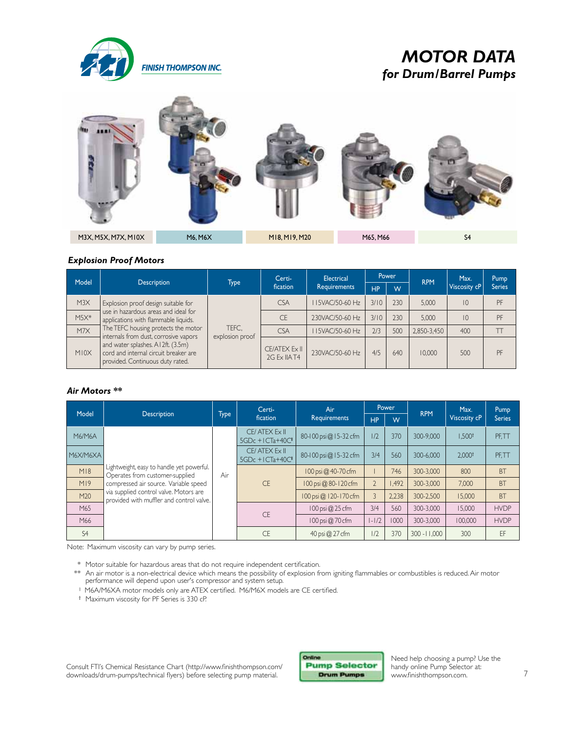# MOTOR DATA

## for Drum/Barrel Pumps

| M3X, M5X, M7X, M10X | M6, M6X | M18, M19, M20 | M65, M66 | S4 |
|---|---|---|---|---|

### *Explosion Proof Motors*

| Model | Description | Type | Certi-fication | Electrical Requirements | Power HP | Power W | RPM | Max. Viscosity cP | Pump Series |
|---|---|---|---|---|---|---|---|---|---|
| M3X | Explosion proof design suitable for use in hazardous areas and ideal for applications with flammable liquids. The TEFC housing protects the motor internals from dust, corrosive vapors and water splashes. A 12ft. (3.5m) cord and internal circuit breaker are provided. Continuous duty rated. | TEFC, explosion proof | CSA | 115VAC/50-60 Hz | 3/10 | 230 | 5,000 | 10 | PF |
| M5X* | | | CE | 230VAC/50-60 Hz | 3/10 | 230 | 5,000 | 10 | PF |
| M7X | | | CSA | 115VAC/50-60 Hz | 2/3 | 500 | 2,850-3,450 | 400 | TT |
| M10X | | | CE/ATEX Ex II 2G Ex IIA T4 | 230VAC/50-60 Hz | 4/5 | 640 | 10,000 | 500 | PF |

### *Air Motors \*\**

| Model | Description | Type | Certi-fication | Air Requirements | Power HP | Power W | RPM | Max. Viscosity cP | Pump Series |
|---|---|---|---|---|---|---|---|---|---|
| M6/M6A | Lightweight, easy to handle yet powerful. Operates from customer-supplied compressed air source. Variable speed via supplied control valve. Motors are provided with muffler and control valve. | Air | CE/ ATEX Ex II 5GDc +1CTa+40C‡ | 80-100 psi @ 15-32 cfm | 1/2 | 370 | 300-9,000 | 1,500† | PF, TT |
| M6X/M6XA | | | CE/ ATEX Ex II 5GDc +1CTa+40C‡ | 80-100 psi @ 15-32 cfm | 3/4 | 560 | 300-6,000 | 2,000† | PF, TT |
| M18 | | | CE | 100 psi @ 40-70 cfm | 1 | 746 | 300-3,000 | 800 | BT |
| M19 | | | | 100 psi @ 80-120 cfm | 2 | 1,492 | 300-3,000 | 7,000 | BT |
| M20 | | | | 100 psi @ 120-170 cfm | 3 | 2,238 | 300-2,500 | 15,000 | BT |
| M65 | | | CE | 100 psi @ 25 cfm | 3/4 | 560 | 300-3,000 | 15,000 | HVDP |
| M66 | | | | 100 psi @ 70 cfm | 1-1/2 | 1000 | 300-3,000 | 100,000 | HVDP |
| S4 | | | CE | 40 psi @ 27 cfm | 1/2 | 370 | 300 -11,000 | 300 | EF |

Note: Maximum viscosity can vary by pump series.

\* Motor suitable for hazardous areas that do not require independent certification.

\*\* An air motor is a non-electrical device which means the possibility of explosion from igniting flammables or combustibles is reduced. Air motor performance will depend upon user's compressor and system setup.

‡ M6A/M6XA motor models only are ATEX certified. M6/M6X models are CE certified.

† Maximum viscosity for PF Series is 330 cP.

Consult FTI's Chemical Resistance Chart (http://www.finishthompson.com/downloads/drum-pumps/technical flyers) before selecting pump material.

Online Pump Selector Drum Pumps

Need help choosing a pump? Use the handy online Pump Selector at: www.finishthompson.com.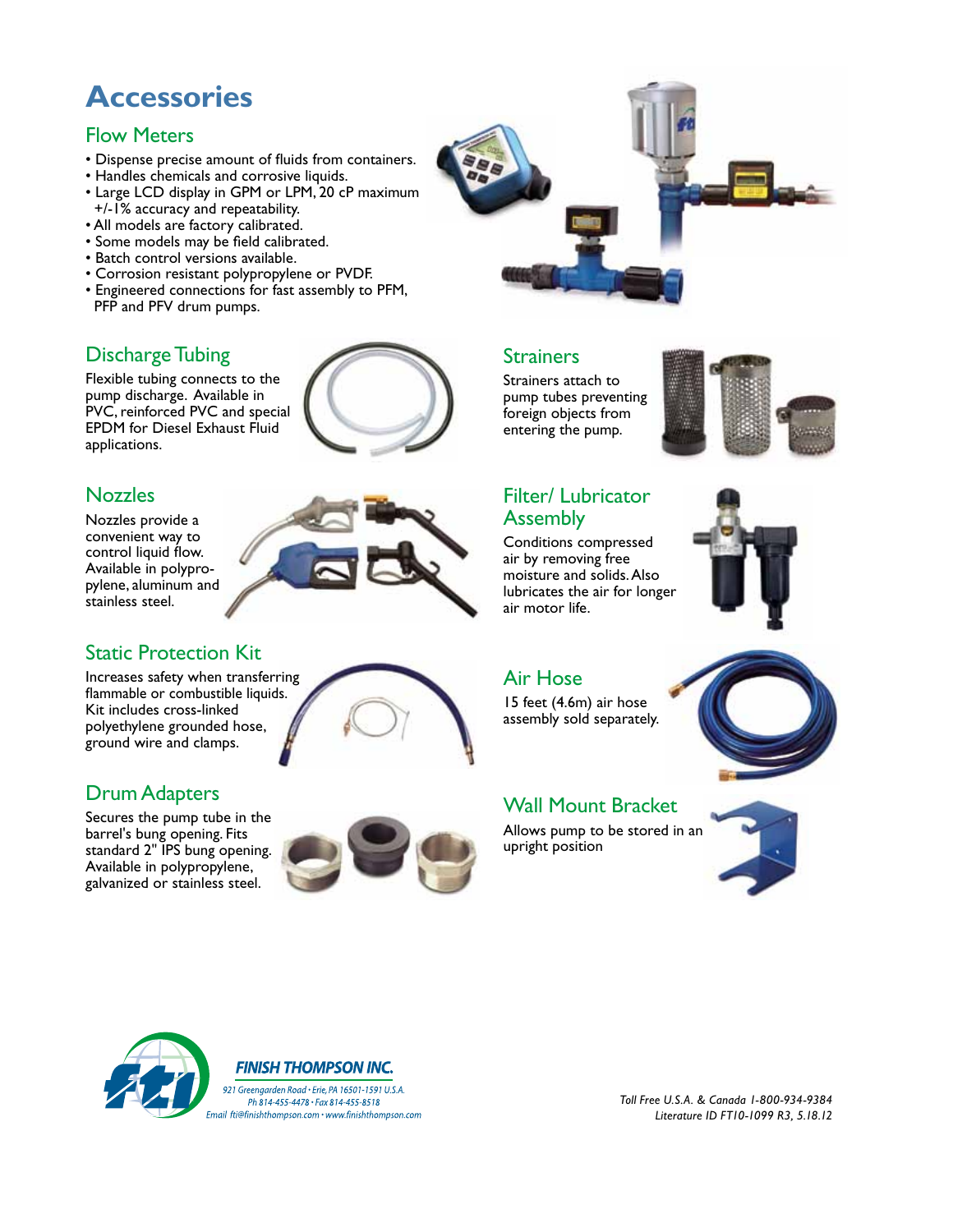# Accessories

## Flow Meters

- Dispense precise amount of fluids from containers.
- Handles chemicals and corrosive liquids.
- Large LCD display in GPM or LPM, 20 cP maximum +/-1% accuracy and repeatability.
- All models are factory calibrated.
- Some models may be field calibrated.
- Batch control versions available.
- Corrosion resistant polypropylene or PVDF.
- Engineered connections for fast assembly to PFM, PFP and PFV drum pumps.

## Discharge Tubing

Flexible tubing connects to the pump discharge. Available in PVC, reinforced PVC and special EPDM for Diesel Exhaust Fluid applications.

## Nozzles

Nozzles provide a convenient way to control liquid flow. Available in polypropylene, aluminum and stainless steel.

## Static Protection Kit

Increases safety when transferring flammable or combustible liquids. Kit includes cross-linked polyethylene grounded hose, ground wire and clamps.

## Drum Adapters

Secures the pump tube in the barrel's bung opening. Fits standard 2" IPS bung opening. Available in polypropylene, galvanized or stainless steel.

## Strainers

Strainers attach to pump tubes preventing foreign objects from entering the pump.

## Filter/ Lubricator Assembly

Conditions compressed air by removing free moisture and solids. Also lubricates the air for longer air motor life.

## Air Hose

15 feet (4.6m) air hose assembly sold separately.

## Wall Mount Bracket

Allows pump to be stored in an upright position

**FINISH THOMPSON INC.**
921 Greengarden Road • Erie, PA 16501-1591 U.S.A.
Ph 814-455-4478 • Fax 814-455-8518
Email fti@finishthompson.com • www.finishthompson.com

*Toll Free U.S.A. & Canada 1-800-934-9384*
*Literature ID FT10-1099 R3, 5.18.12*